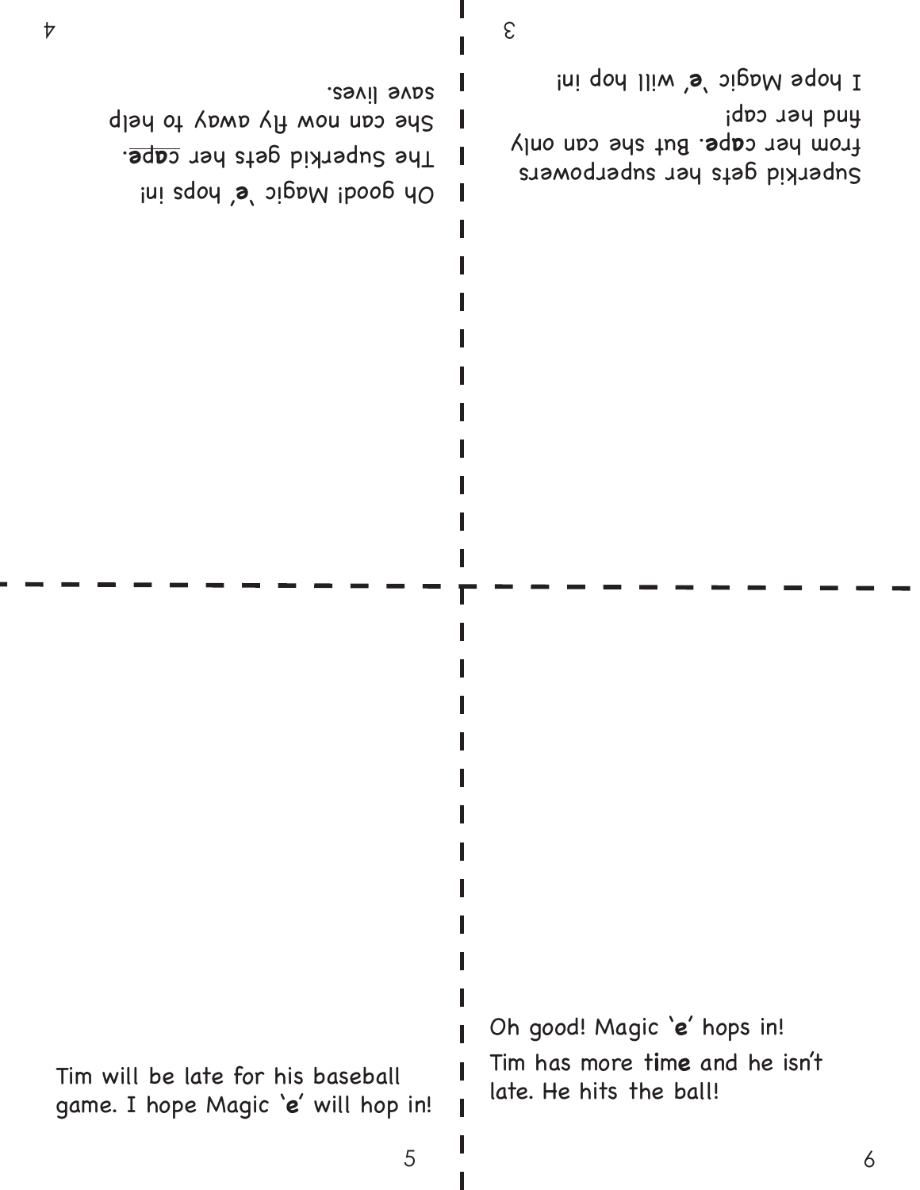Superkid gets her superpowers from her **cap**. But she can only find her cap! I hope Magic '**e**' will hop in!

Oh good! Magic '**e**' hops in! The Superkid gets her **cape**. She can now fly away to help save lives.

Tim will be late for his baseball game. I hope Magic '**e**' will hop in!

Oh good! Magic '**e**' hops in! Tim has more t**i**m**e** and he isn't late. He hits the ball!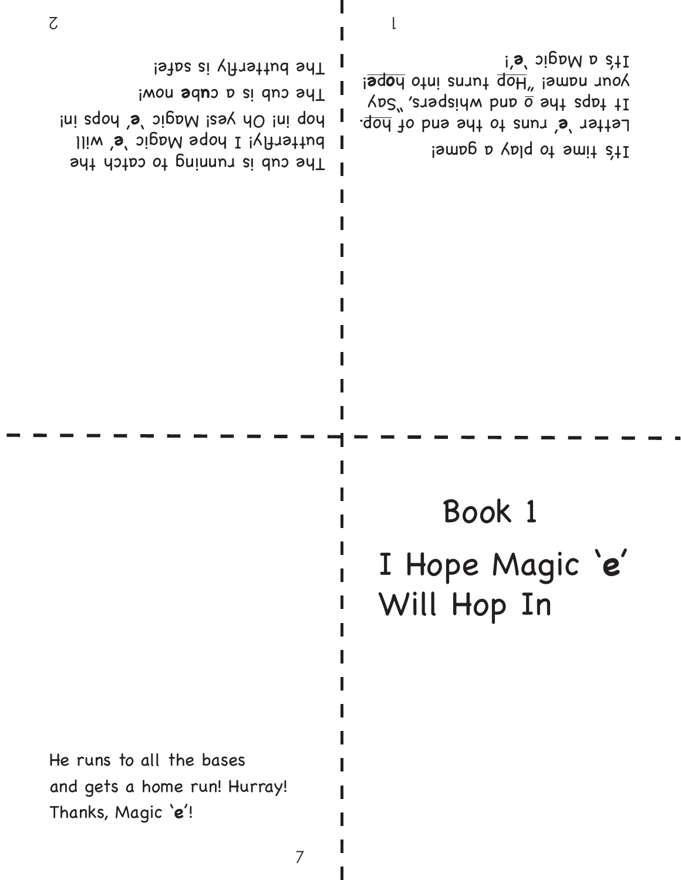# Book 1

# I Hope Magic '**e**' Will Hop In

It's time to play a game!

Letter '**e**' runs to the end of hop. It taps the o and whispers, "Say your name! "Hop turns into **hope**! It's a Magic '**e**'!

The cub is running to catch the butterfly! I hope Magic '**e**' will hop in! Oh yes! Magic '**e**' hops in! The cub is a **cube** now! The butterfly is safe!

He runs to all the bases and gets a home run! Hurray! Thanks, Magic '**e**'!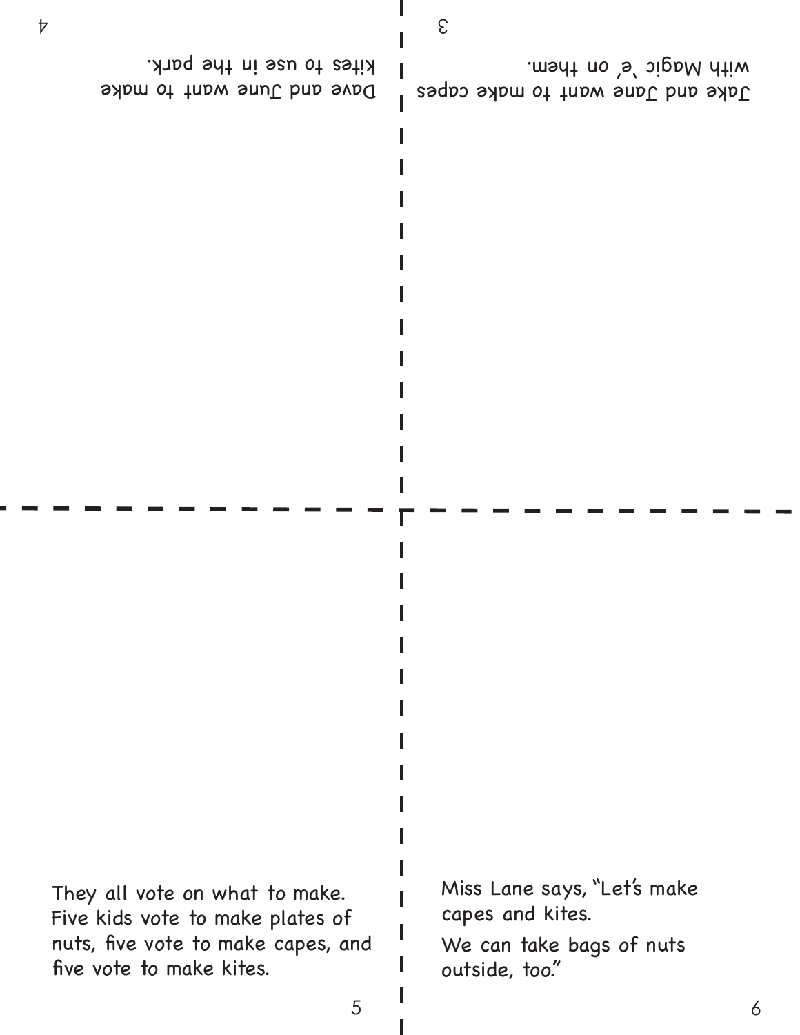Jake and Jane want to make capes with Magic 'e' on them.

Dave and June want to make kites to use in the park.

They all vote on what to make. Five kids vote to make plates of nuts, five vote to make capes, and five vote to make kites.

Miss Lane says, "Let's make capes and kites.

We can take bags of nuts outside, too."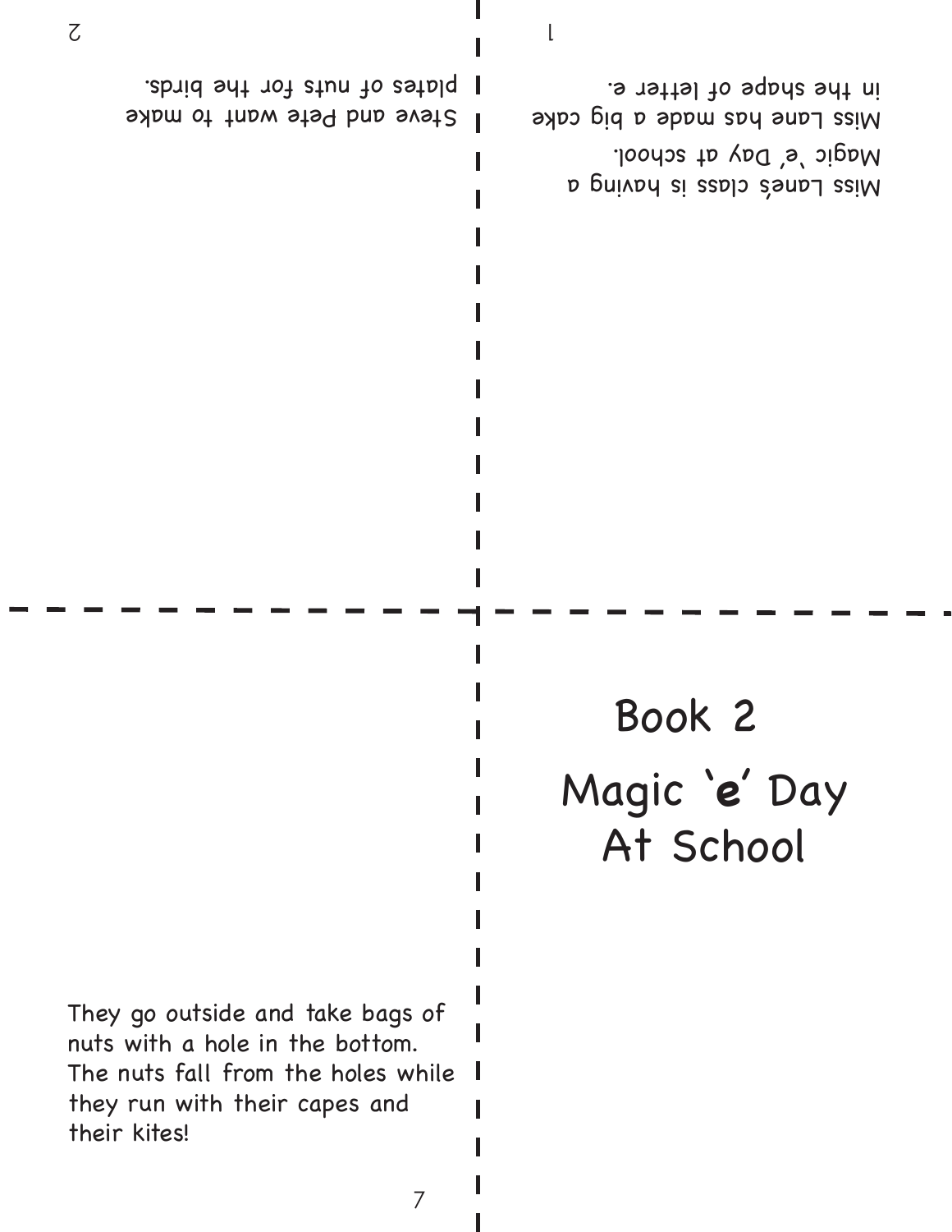# Book 2

# Magic '**e**' Day At School

Miss Lane's class is having a Magic 'e' Day at school. Miss Lane has made a big cake in the shape of letter e.

Steve and Pete want to make plates of nuts for the birds.

They go outside and take bags of nuts with a hole in the bottom. The nuts fall from the holes while they run with their capes and their kites!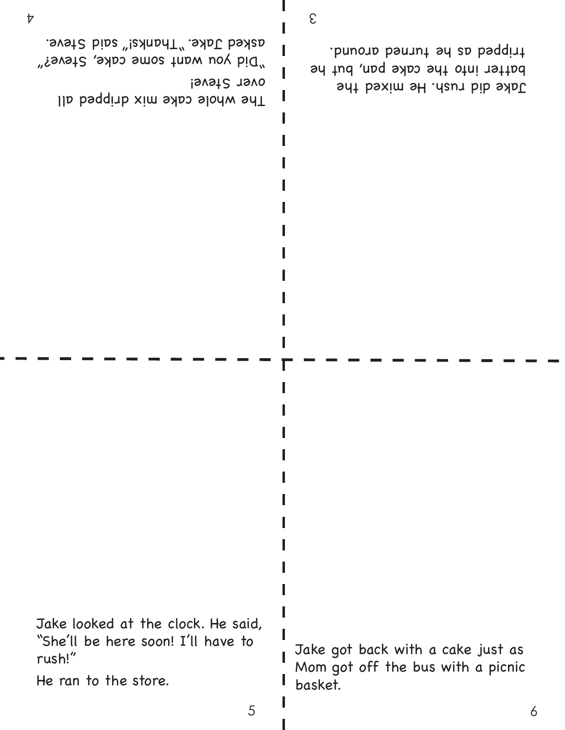Jake did rush. He mixed the batter into the cake pan, but he tripped as he turned around.

The whole cake mix dripped all over Steve!

"Did you want some cake, Steve?" asked Jake. "Thanks!" said Steve.

Jake looked at the clock. He said, "She'll be here soon! I'll have to rush!"

He ran to the store.

Jake got back with a cake just as Mom got off the bus with a picnic basket.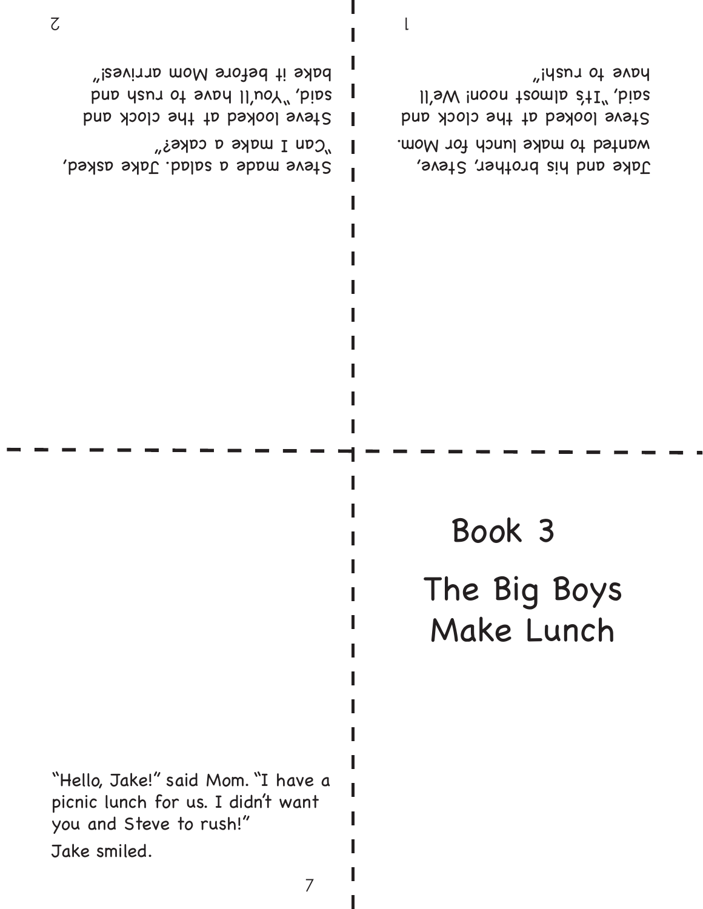# Book 3

# The Big Boys Make Lunch

Jake and his brother, Steve, wanted to make lunch for Mom. Steve looked at the clock and said, "It's almost noon! We'll have to rush!"

Steve made a salad. Jake asked, "Can I make a cake?" Steve looked at the clock and said, "You'll have to rush and bake it before Mom arrives!"

"Hello, Jake!" said Mom. "I have a picnic lunch for us. I didn't want you and Steve to rush!"

Jake smiled.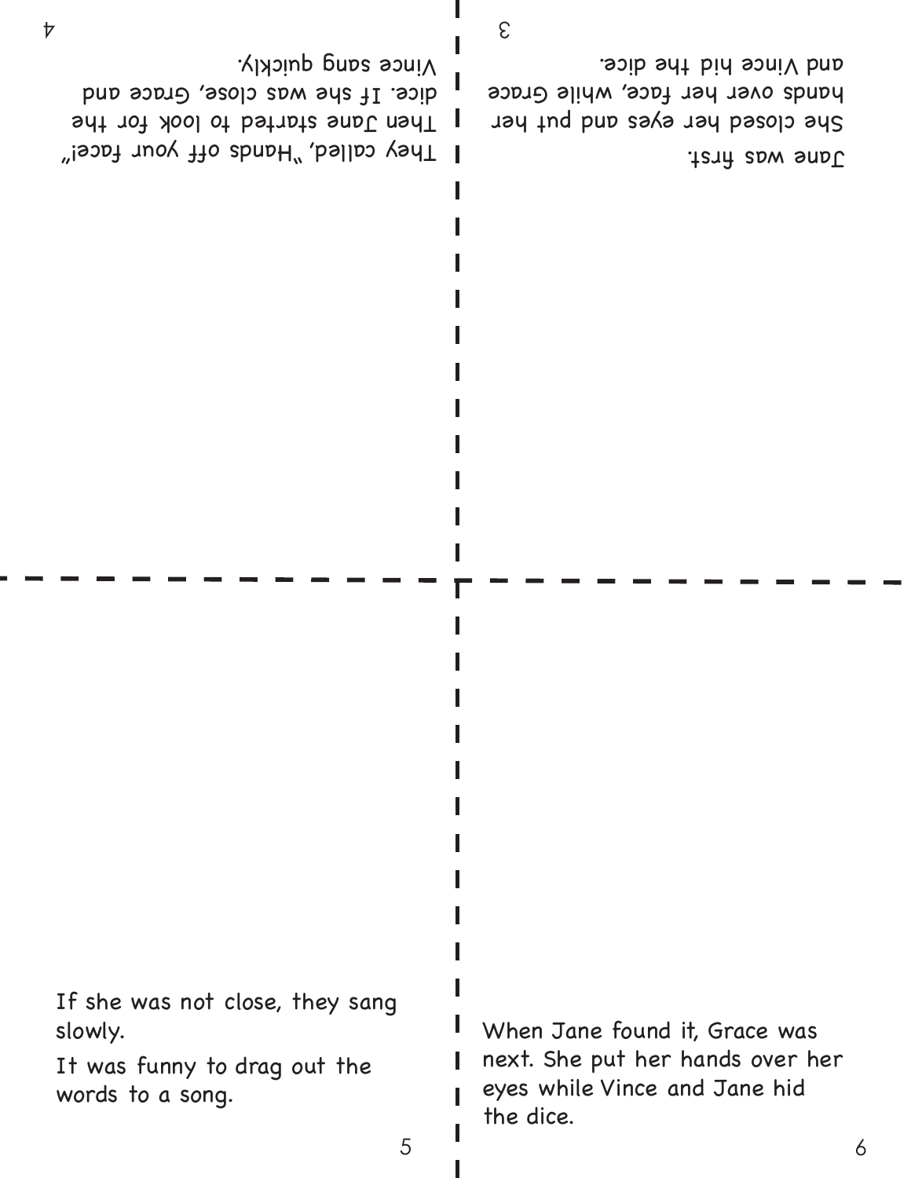Jane was first.

She closed her eyes and put her hands over her face, while Grace and Vince hid the dice.

They called, "Hands off your face!" Then Jane started to look for the dice. If she was close, Grace and Vince sang quickly.

If she was not close, they sang slowly.

It was funny to drag out the words to a song.

When Jane found it, Grace was next. She put her hands over her eyes while Vince and Jane hid the dice.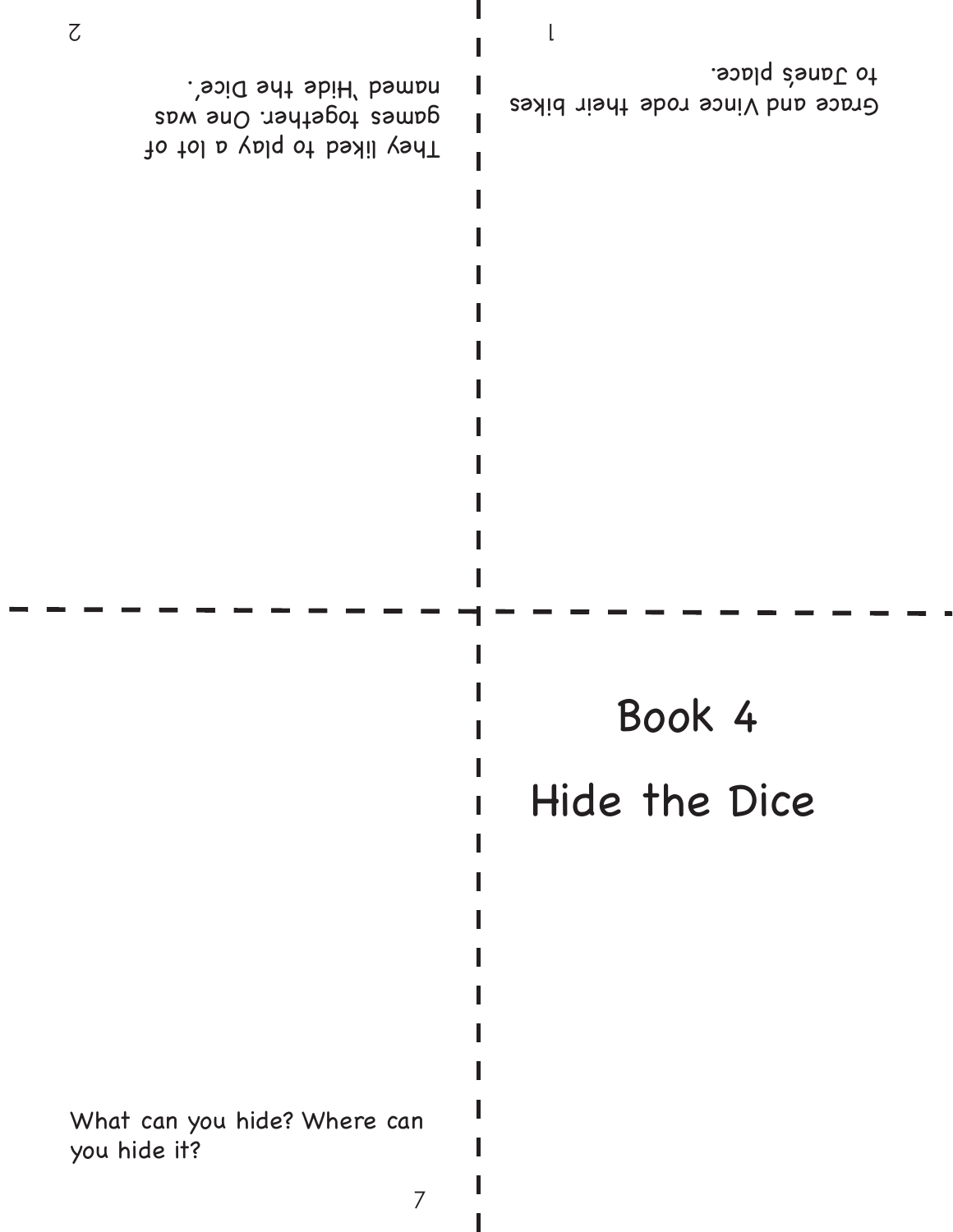# Book 4

# Hide the Dice

Grace and Vince rode their bikes to Jane's place.

They liked to play a lot of games together. One was named 'Hide the Dice'.

What can you hide? Where can you hide it?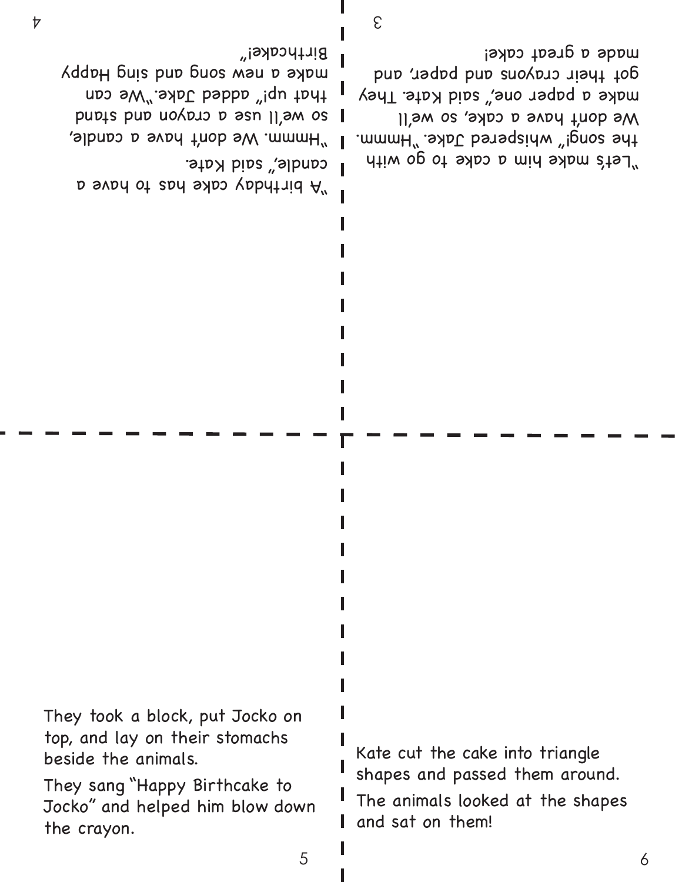"Let's make him a cake to go with the song!" whispered Jake. "Hmmm. We don't have a cake, so we'll make a paper one," said Kate. They got their crayons and paper, and made a great cake!

"A birthday cake has to have a candle," said Kate.

"Hmmm. We don't have a candle, so we'll use a crayon and stand that up!" added Jake. "We can make a new song and sing Happy Birthcake!"

They took a block, put Jocko on top, and lay on their stomachs beside the animals.

They sang "Happy Birthcake to Jocko" and helped him blow down the crayon.

Kate cut the cake into triangle shapes and passed them around.

The animals looked at the shapes and sat on them!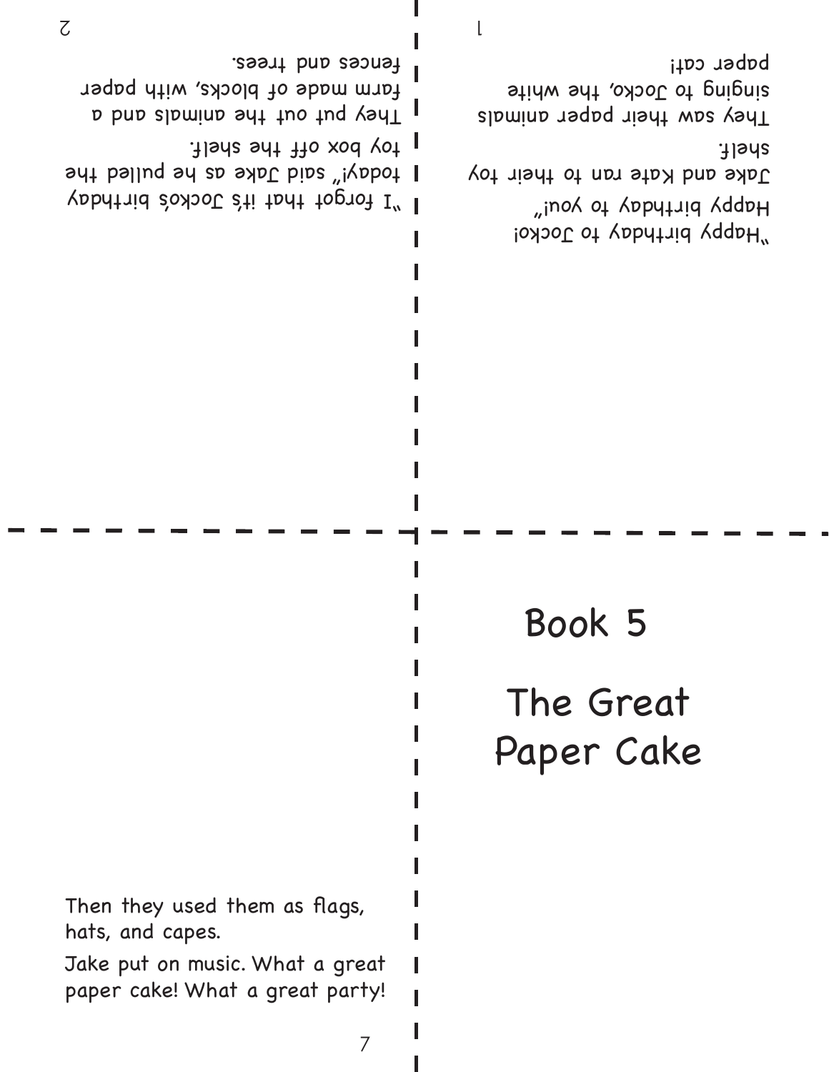# Book 5

# The Great Paper Cake

"Happy birthday to Jocko! Happy birthday to you!"

Jake and Kate ran to their toy shelf.

They saw their paper animals singing to Jocko, the white paper cat!

"I forgot that it's Jocko's birthday today!" said Jake as he pulled the toy box off the shelf.

They put out the animals and a farm made of blocks, with paper fences and trees.

Then they used them as flags, hats, and capes.

Jake put on music. What a great paper cake! What a great party!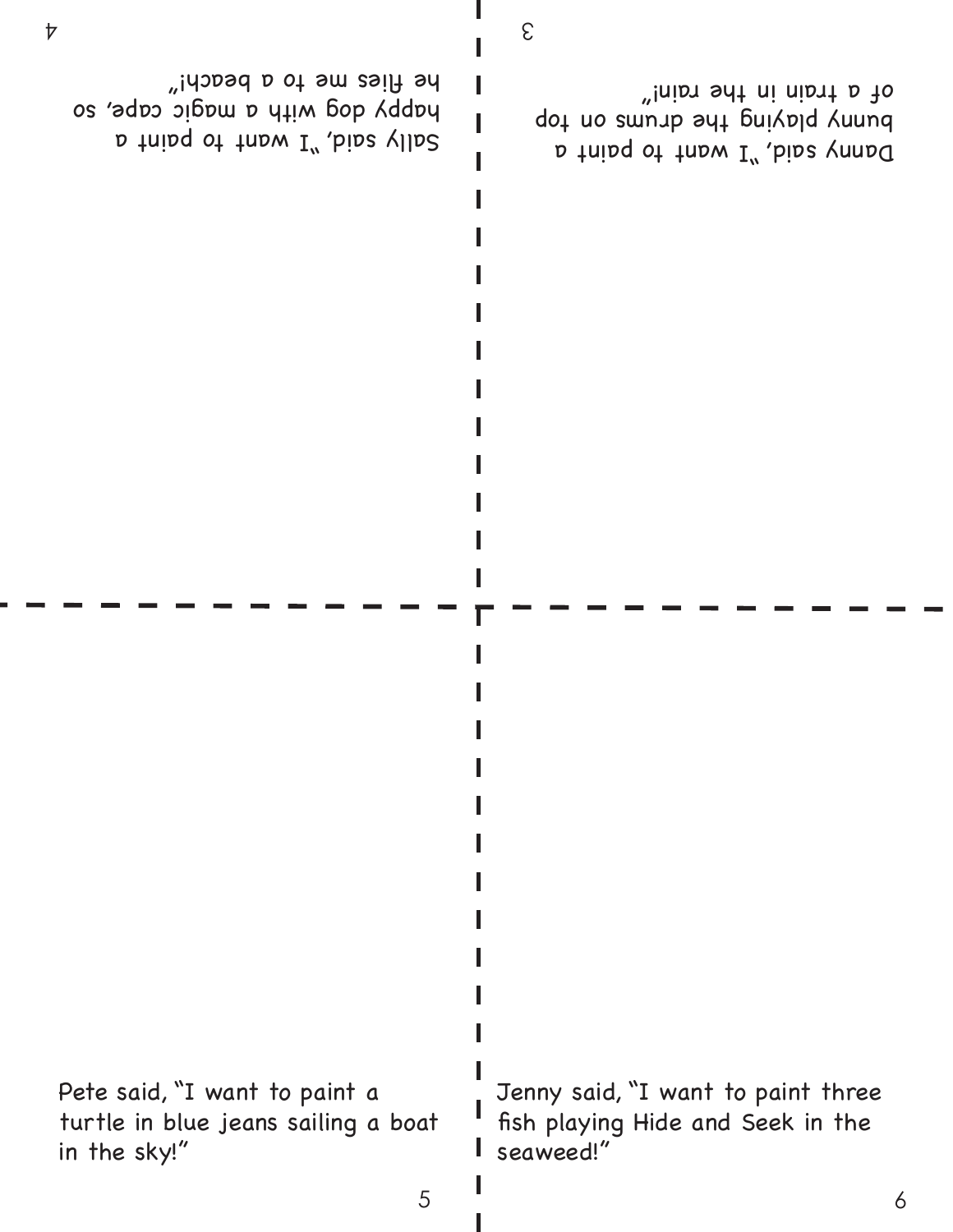Danny said, "I want to paint a bunny playing the drums on top of a train in the rain!"

Sally said, "I want to paint a happy dog with a magic cape, so he flies me to a beach!"

Pete said, "I want to paint a turtle in blue jeans sailing a boat in the sky!"

Jenny said, "I want to paint three fish playing Hide and Seek in the seaweed!"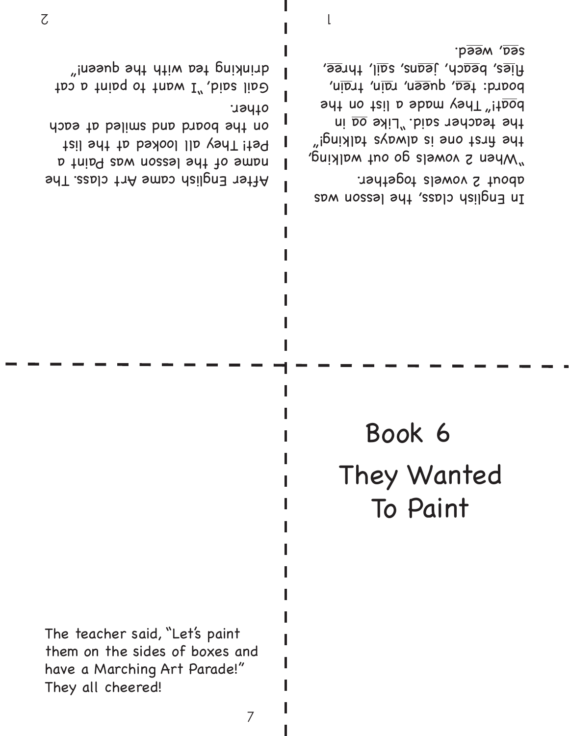# Book 6

# They Wanted To Paint

In English class, the lesson was about 2 vowels together. "When 2 vowels go out walking, the first one is always talking!" the teacher said. "Like oa in boat!" They made a list on the board: tea, queen, rain, train, flies, beach, jeans, sail, three, sea, weed.

After English came Art class. The name of the lesson was Paint a Pet! They all looked at the list on the board and smiled at each other.

Gail said, "I want to paint a cat drinking tea with the queen!"

The teacher said, "Let's paint them on the sides of boxes and have a Marching Art Parade!" They all cheered!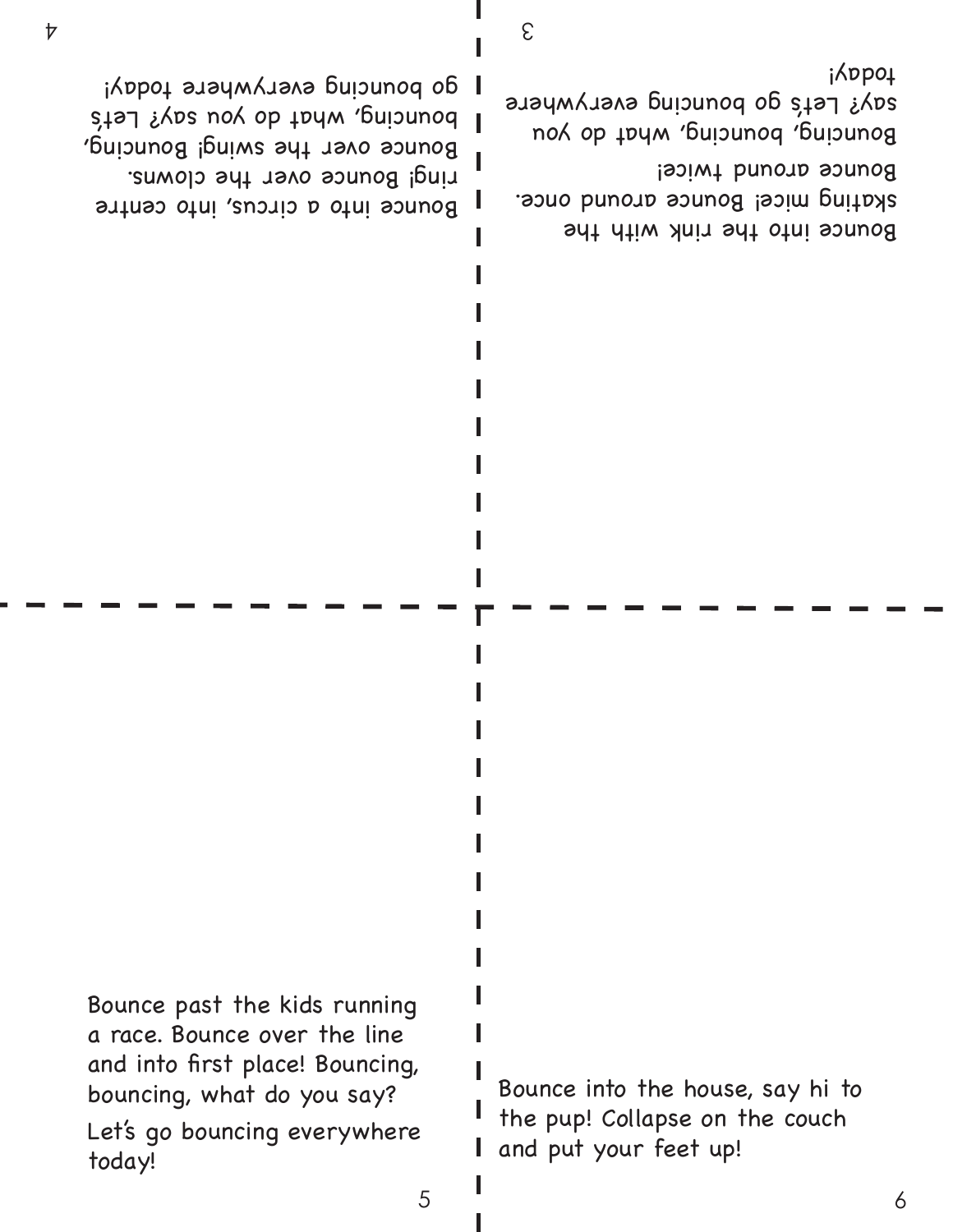Bounce into the rink with the skating mice! Bounce around once. Bounce around twice! Bouncing, bouncing, what do you say? Let's go bouncing everywhere today!

Bounce into a circus, into centre ring! Bounce over the clowns. Bounce over the swing! Bouncing, bouncing, what do you say? Let's go bouncing everywhere today!

Bounce past the kids running a race. Bounce over the line and into first place! Bouncing, bouncing, what do you say?

Let's go bouncing everywhere today!

Bounce into the house, say hi to the pup! Collapse on the couch and put your feet up!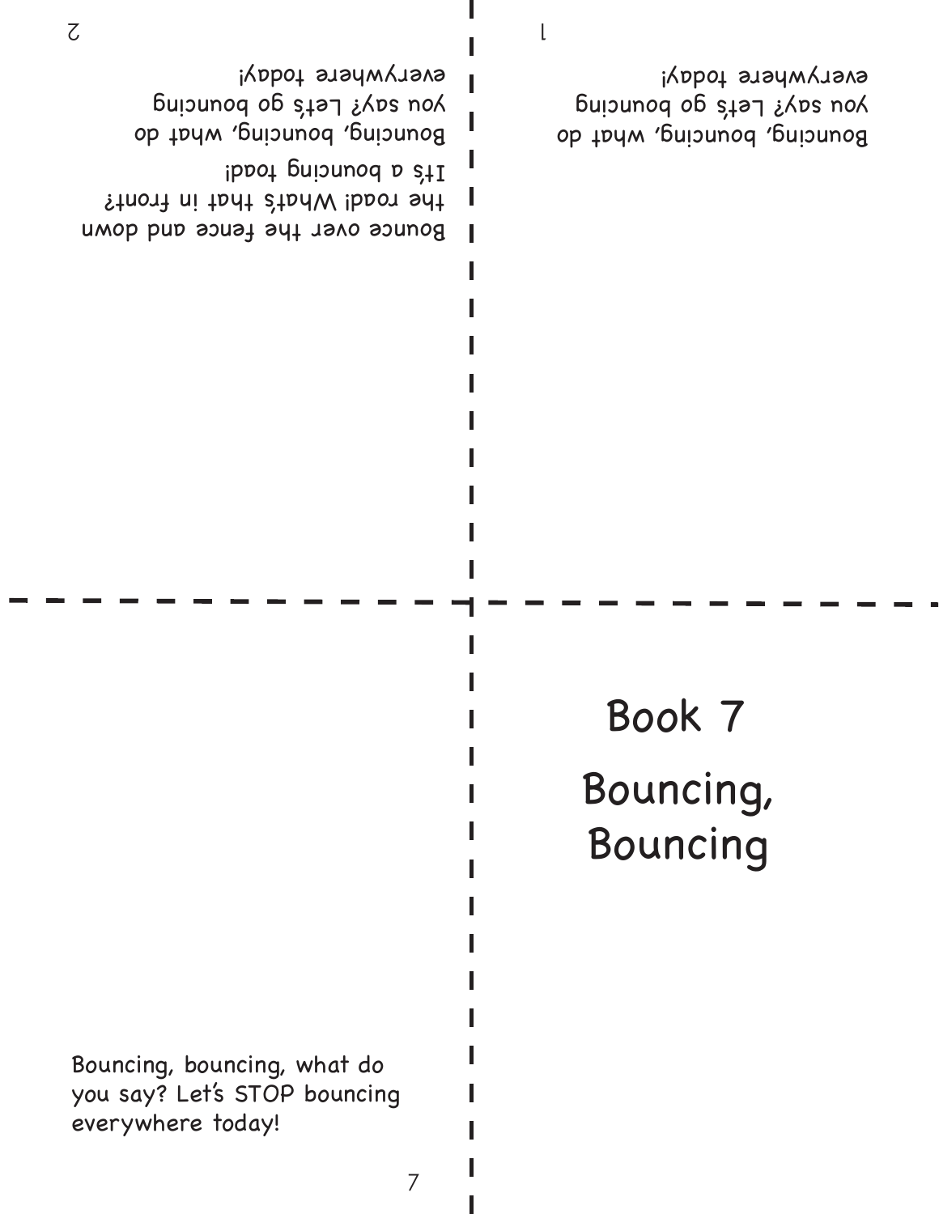# Book 7

## Bouncing, Bouncing

Bouncing, bouncing, what do you say? Let's go bouncing everywhere today!

Bounce over the fence and down the road! What's that in front? It's a bouncing toad!

Bouncing, bouncing, what do you say? Let's go bouncing everywhere today!

Bouncing, bouncing, what do you say? Let's STOP bouncing everywhere today!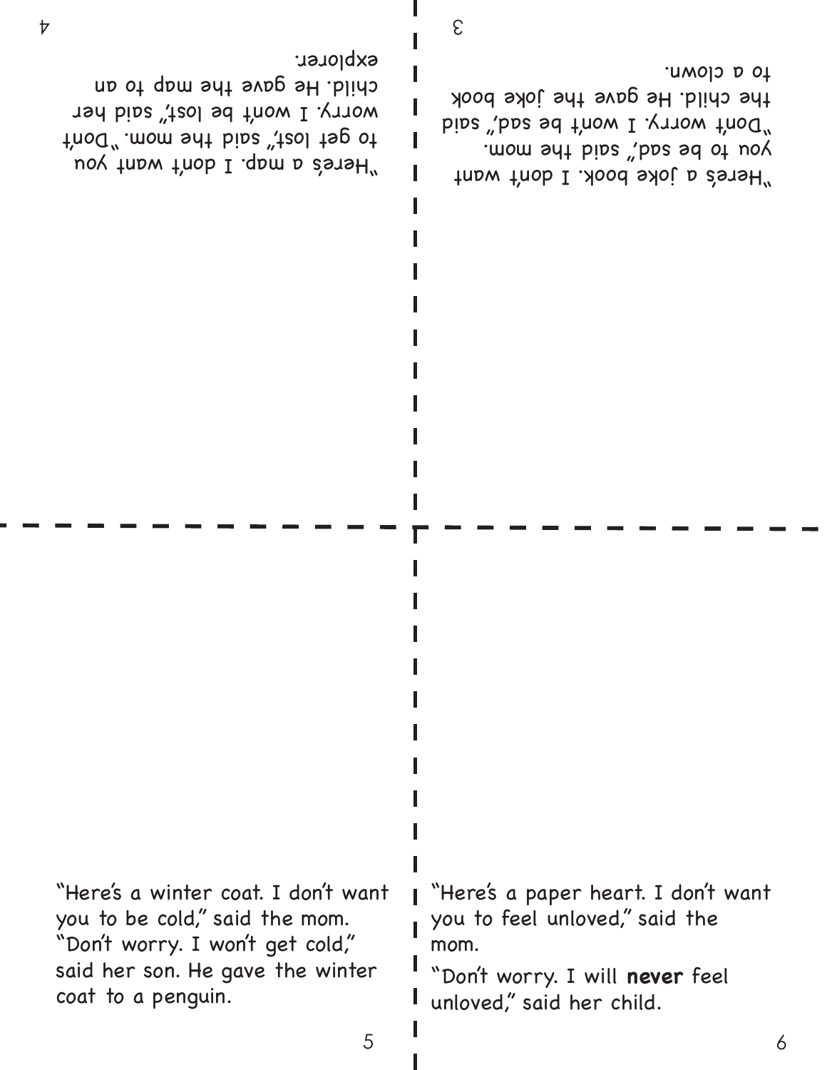"Here's a joke book. I don't want you to be sad," said the mom. "Don't worry. I won't be sad," said the child. He gave the joke book to a clown.

"Here's a map. I don't want you to get lost," said the mom. "Don't worry. I won't be lost," said her child. He gave the map to an explorer.

"Here's a winter coat. I don't want you to be cold," said the mom. "Don't worry. I won't get cold," said her son. He gave the winter coat to a penguin.

"Here's a paper heart. I don't want you to feel unloved," said the mom.

"Don't worry. I will **never** feel unloved," said her child.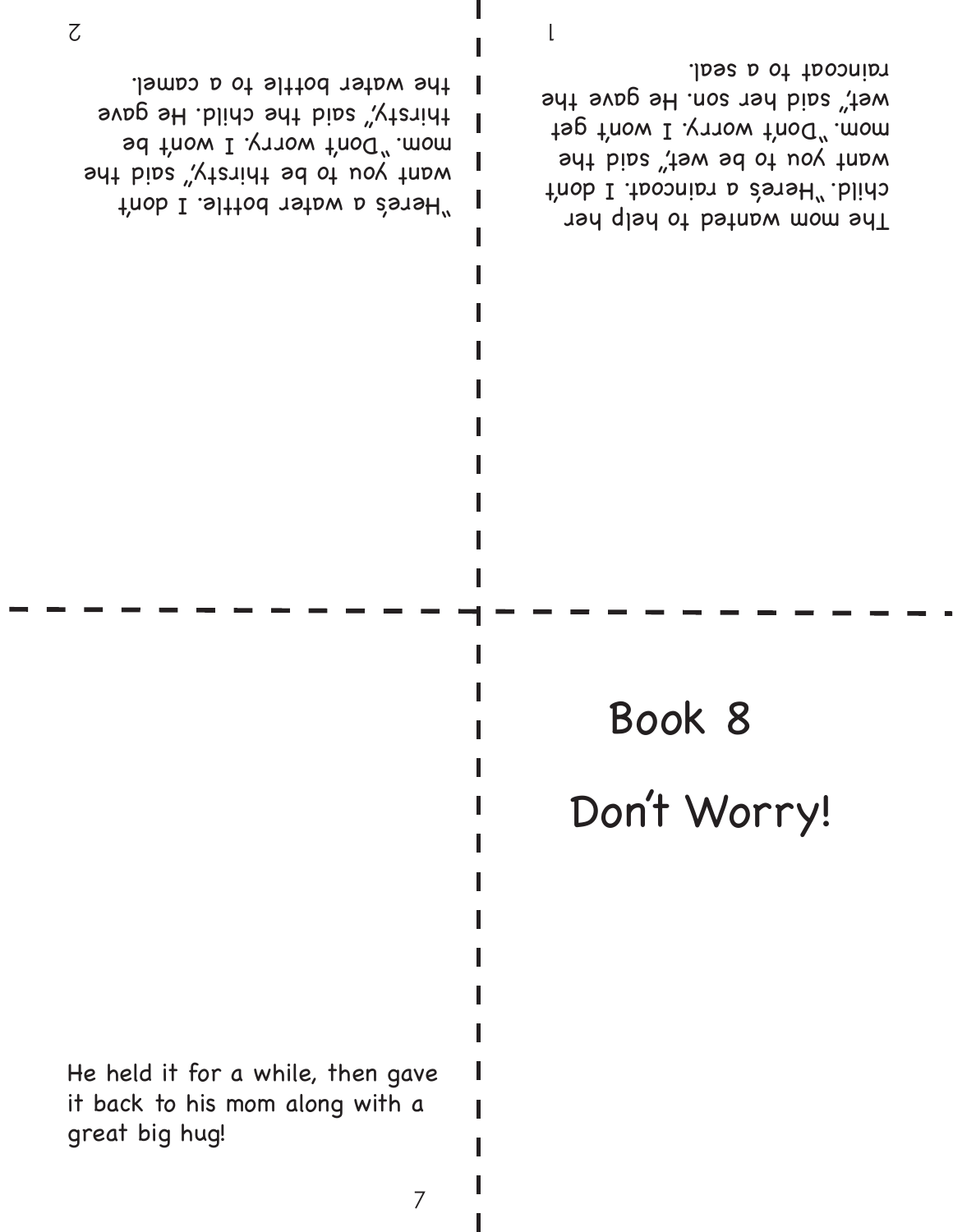# Book 8

# Don't Worry!

The mom wanted to help her child. "Here's a raincoat. I don't want you to be wet," said the mom. "Don't worry. I won't get wet," said her son. He gave the raincoat to a seal.

"Here's a water bottle. I don't want you to be thirsty," said the mom. "Don't worry. I won't be thirsty," said the child. He gave the water bottle to a camel.

He held it for a while, then gave it back to his mom along with a great big hug!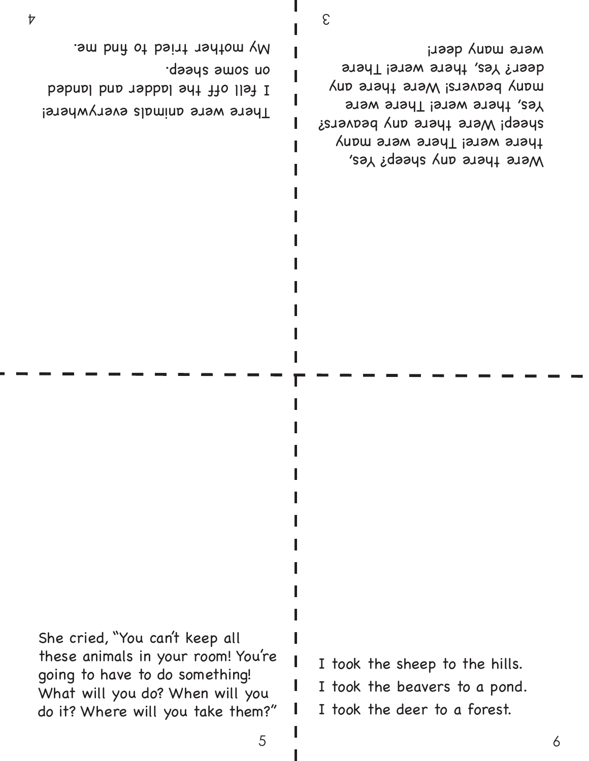Were there any sheep? Yes, there were! There were many sheep! Were there any beavers? Yes, there were! There were many beavers! Were there any deer? Yes, there were! There were many deer!

There were animals everywhere! I fell off the ladder and landed on some sheep. My mother tried to find me.

She cried, "You can't keep all these animals in your room! You're going to have to do something! What will you do? When will you do it? Where will you take them?"

I took the sheep to the hills.
I took the beavers to a pond.
I took the deer to a forest.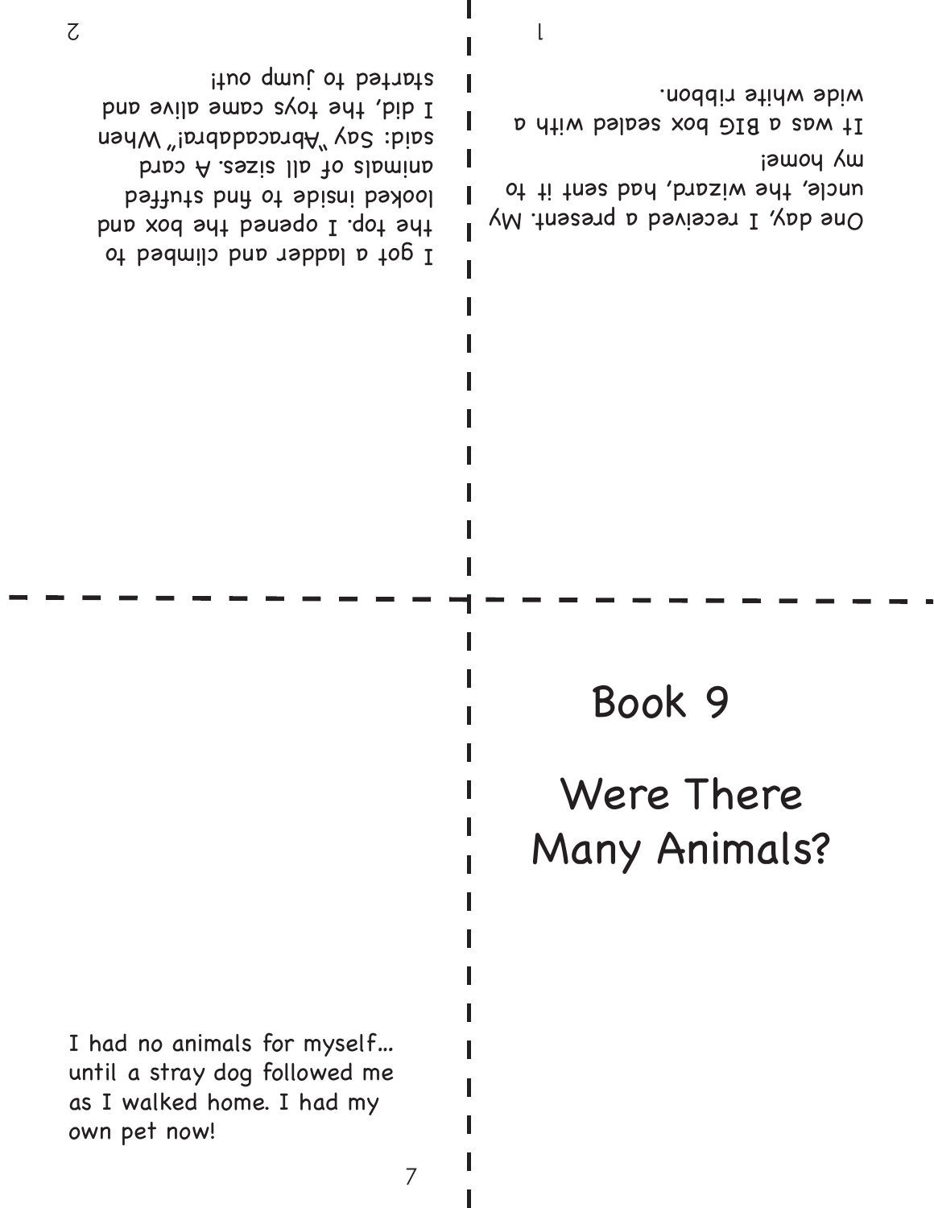# Book 9

# Were There Many Animals?

One day, I received a present. My uncle, the wizard, had sent it to my home!
It was a BIG box sealed with a wide white ribbon.

I got a ladder and climbed to the top. I opened the box and looked inside to find stuffed animals of all sizes. A card said: Say "Abracadabra!" When I did, the toys came alive and started to jump out!

I had no animals for myself... until a stray dog followed me as I walked home. I had my own pet now!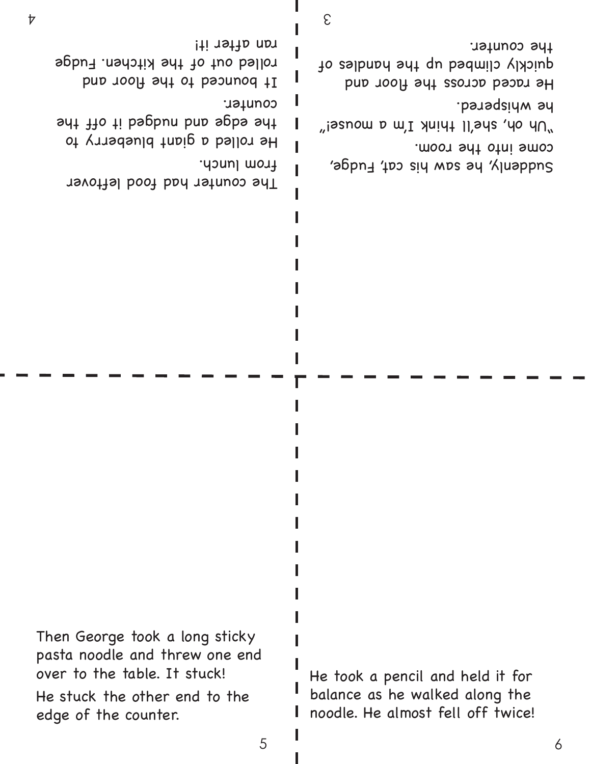Suddenly, he saw his cat, Fudge, come into the room.

"Uh oh, she'll think I'm a mouse!" he whispered.

He raced across the floor and quickly climbed up the handles of the counter.

The counter had food leftover from lunch.

He rolled a giant blueberry to the edge and nudged it off the counter.

It bounced to the floor and rolled out of the kitchen. Fudge ran after it!

Then George took a long sticky pasta noodle and threw one end over to the table. It stuck!

He stuck the other end to the edge of the counter.

He took a pencil and held it for balance as he walked along the noodle. He almost fell off twice!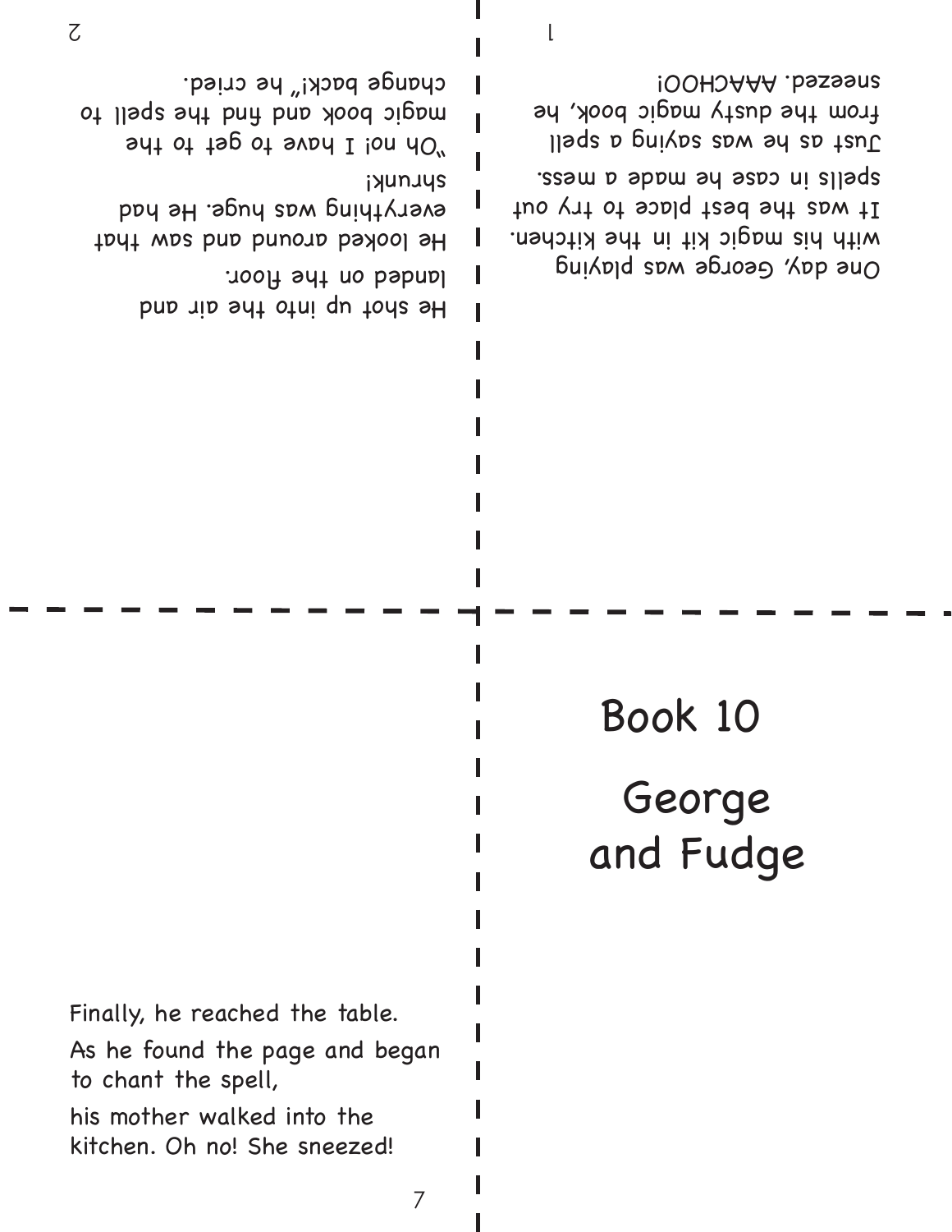# Book 10

## George and Fudge

One day, George was playing with his magic kit in the kitchen. It was the best place to try out spells in case he made a mess. Just as he was saying a spell from the dusty magic book, he sneezed. AAACHOO!

He shot up into the air and landed on the floor.

He looked around and saw that everything was huge. He had shrunk!

"Oh no! I have to get to the magic book and find the spell to change back!" he cried.

Finally, he reached the table.

As he found the page and began to chant the spell,

his mother walked into the kitchen. Oh no! She sneezed!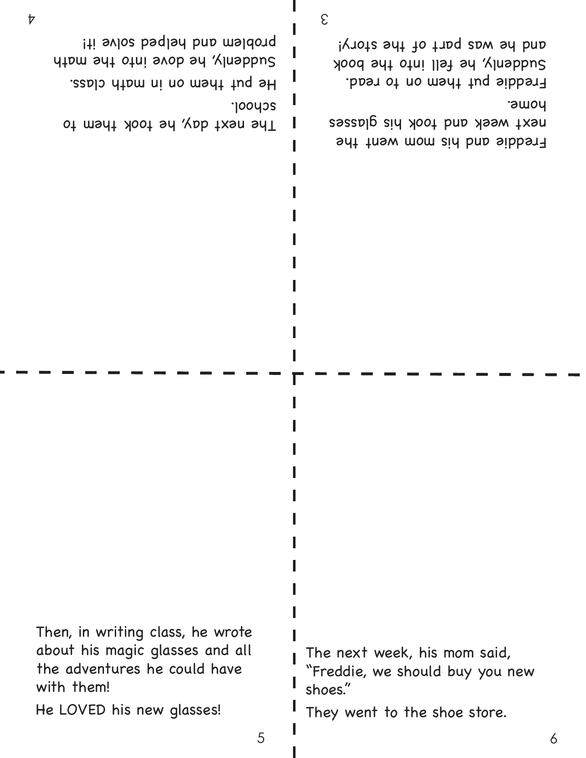Freddie and his mom went the next week and took his glasses home.

Freddie put them on to read. Suddenly, he fell into the book and he was part of the story!

The next day, he took them to school.

He put them on in math class. Suddenly, he dove into the math problem and helped solve it!

Then, in writing class, he wrote about his magic glasses and all the adventures he could have with them!

He LOVED his new glasses!

The next week, his mom said, "Freddie, we should buy you new shoes."

They went to the shoe store.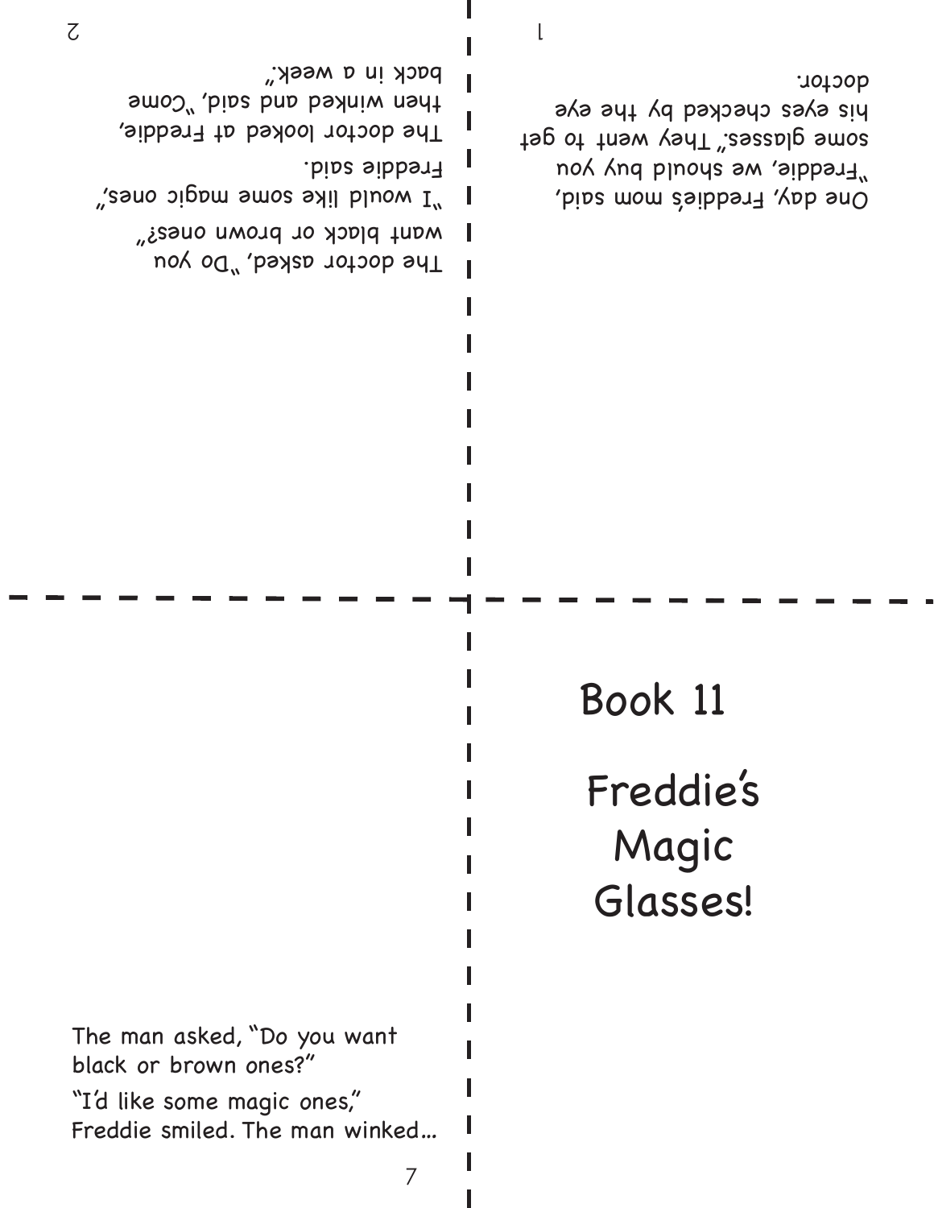One day, Freddie's mom said, "Freddie, we should buy you some glasses." They went to get his eyes checked by the eye doctor.

The doctor asked, "Do you want black or brown ones?"

"I would like some magic ones," Freddie said.

The doctor looked at Freddie, then winked and said, "Come back in a week."

# Book 11

# Freddie's Magic Glasses!

The man asked, "Do you want black or brown ones?"

"I'd like some magic ones," Freddie smiled. The man winked…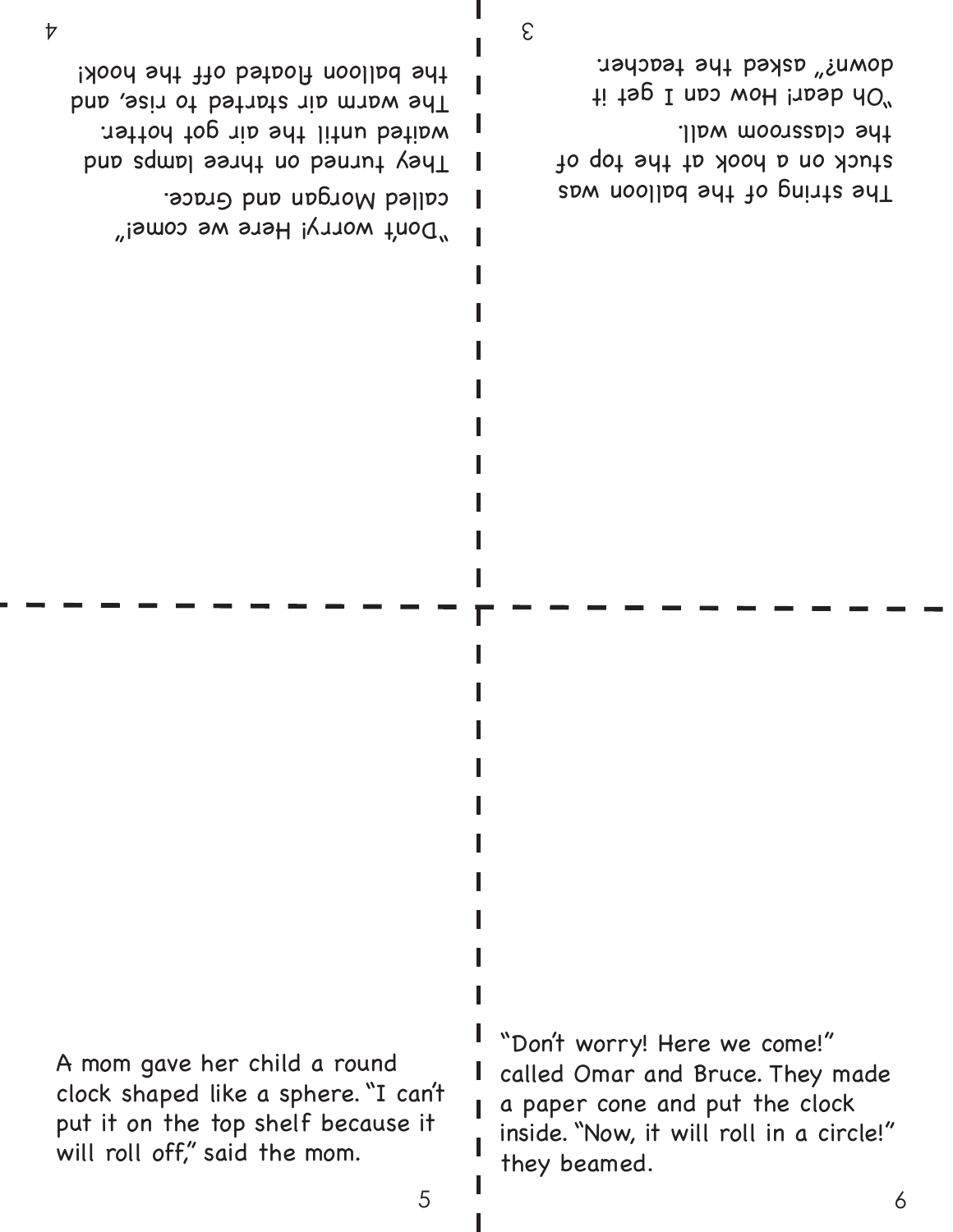The string of the balloon was stuck on a hook at the top of the classroom wall. "Oh dear! How can I get it down?" asked the teacher.

"Don't worry! Here we come!" called Morgan and Grace. They turned on three lamps and waited until the air got hotter. The warm air started to rise, and the balloon floated off the hook!

A mom gave her child a round clock shaped like a sphere. "I can't put it on the top shelf because it will roll off," said the mom.

"Don't worry! Here we come!" called Omar and Bruce. They made a paper cone and put the clock inside. "Now, it will roll in a circle!" they beamed.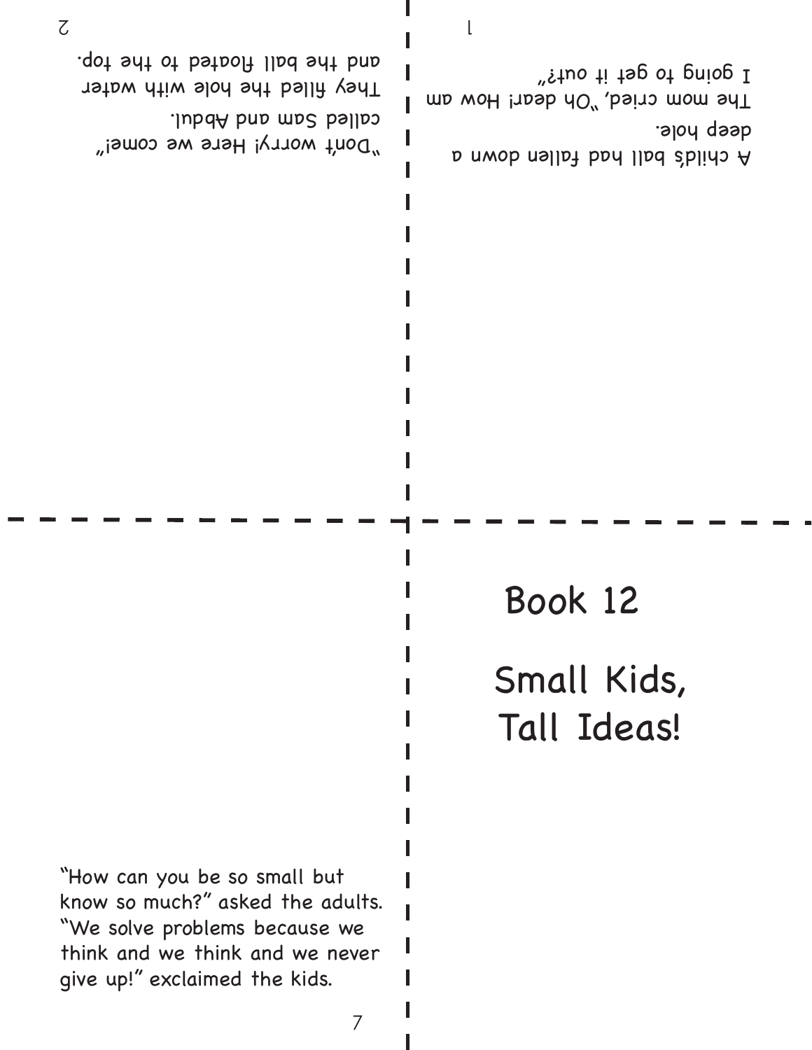# Book 12

## Small Kids, Tall Ideas!

A child's ball had fallen down a deep hole.
The mom cried, "Oh dear! How am I going to get it out?"

"Don't worry! Here we come!" called Sam and Abdul.
They filled the hole with water and the ball floated to the top.

"How can you be so small but know so much?" asked the adults. "We solve problems because we think and we think and we never give up!" exclaimed the kids.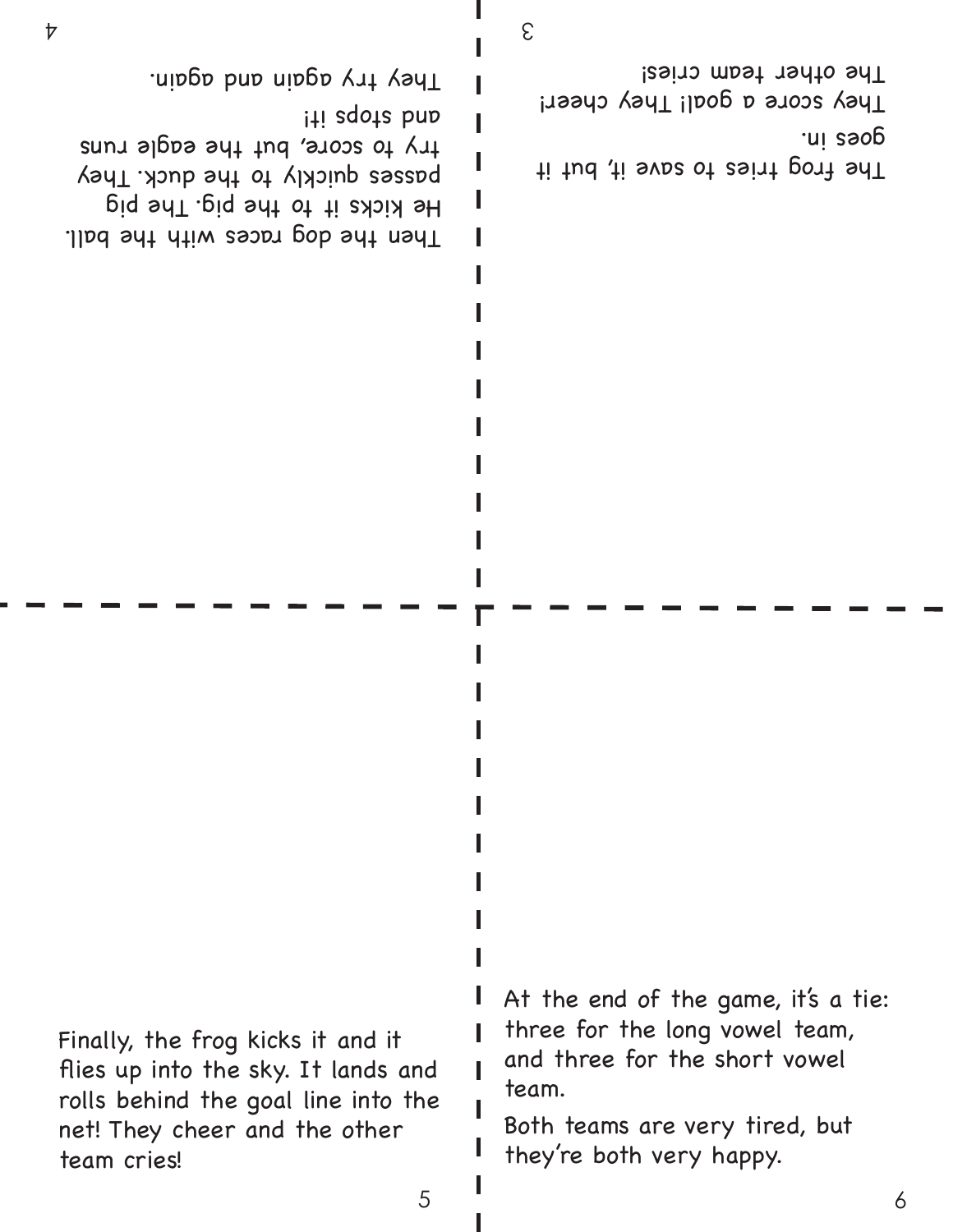The frog tries to save it, but it goes in.

They score a goal! They cheer!

The other team cries!

Then the dog races with the ball. He kicks it to the pig. The pig passes quickly to the duck. They try to score, but the eagle runs and stops it!

They try again and again.

Finally, the frog kicks it and it flies up into the sky. It lands and rolls behind the goal line into the net! They cheer and the other team cries!

At the end of the game, it's a tie: three for the long vowel team, and three for the short vowel team.

Both teams are very tired, but they're both very happy.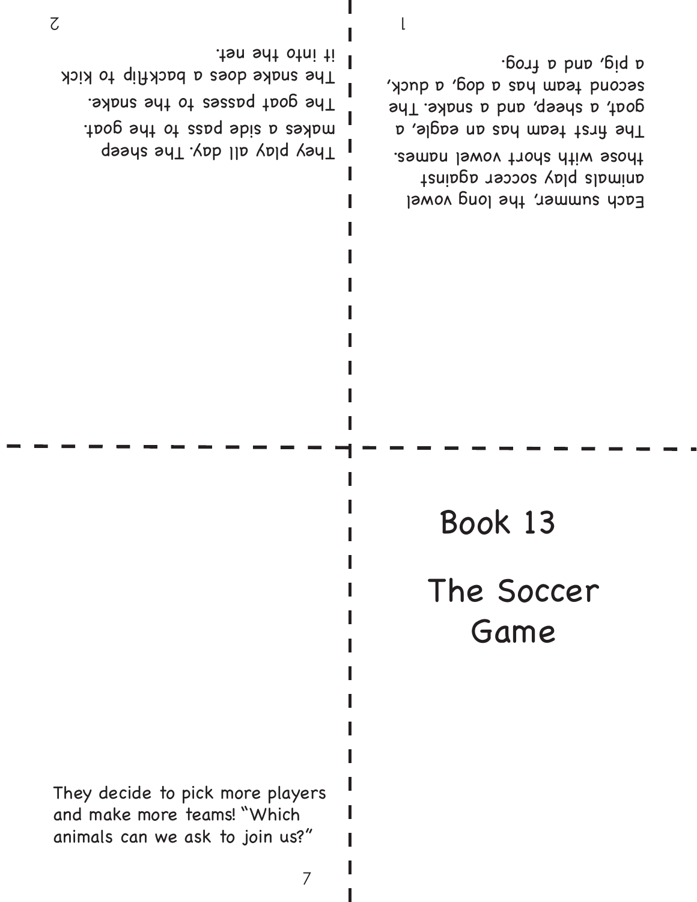# Book 13

## The Soccer Game

Each summer, the long vowel animals play soccer against those with short vowel names. The first team has an eagle, a goat, a sheep, and a snake. The second team has a dog, a duck, a pig, and a frog.

They play all day. The sheep makes a side pass to the goat. The goat passes to the snake. The snake does a backflip to kick it into the net.

They decide to pick more players and make more teams! "Which animals can we ask to join us?"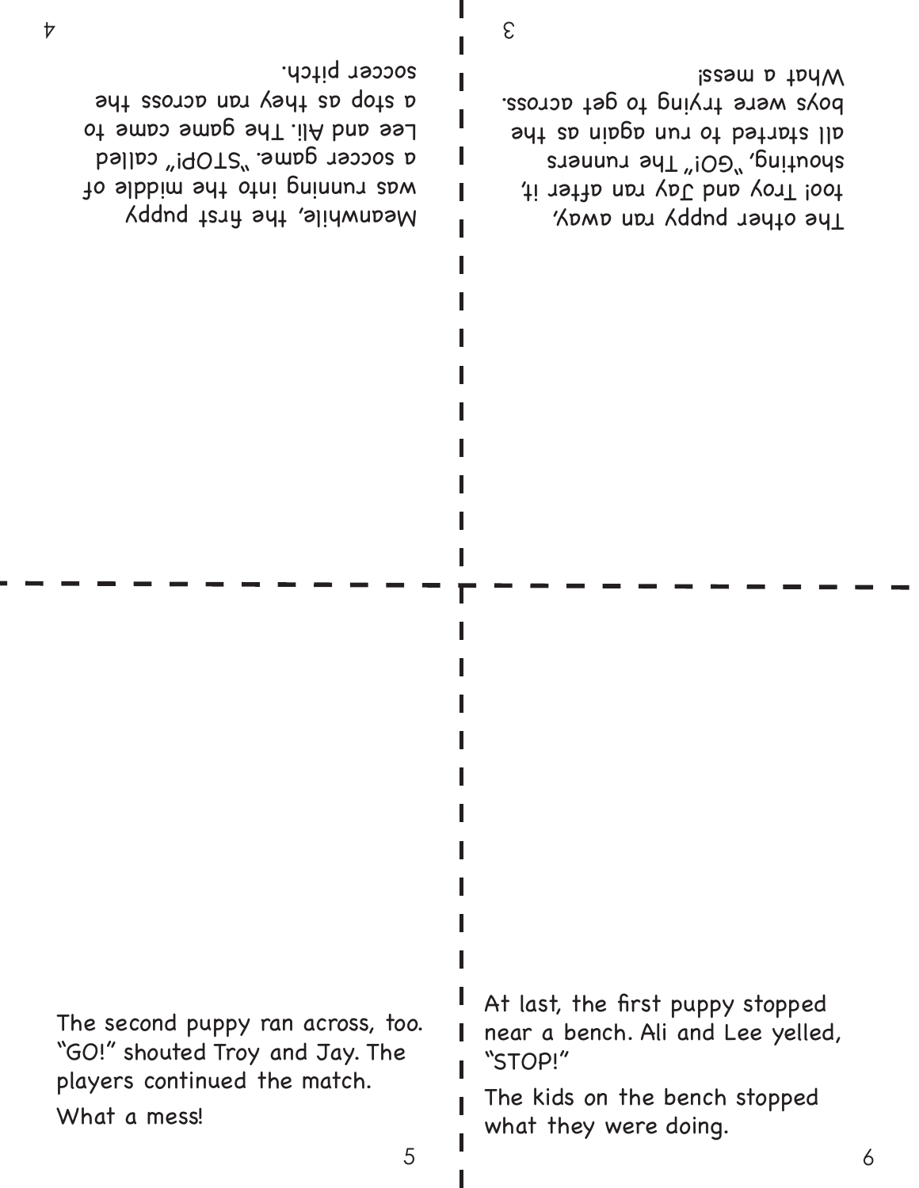The other puppy ran away, too! Troy and Jay ran after it, shouting, "GO!" The runners all started to run again as the boys were trying to get across. What a mess!

Meanwhile, the first puppy was running into the middle of a soccer game. "STOP!" called Lee and Ali. The game came to a stop as they ran across the soccer pitch.

The second puppy ran across, too. "GO!" shouted Troy and Jay. The players continued the match.

What a mess!

At last, the first puppy stopped near a bench. Ali and Lee yelled, "STOP!"

The kids on the bench stopped what they were doing.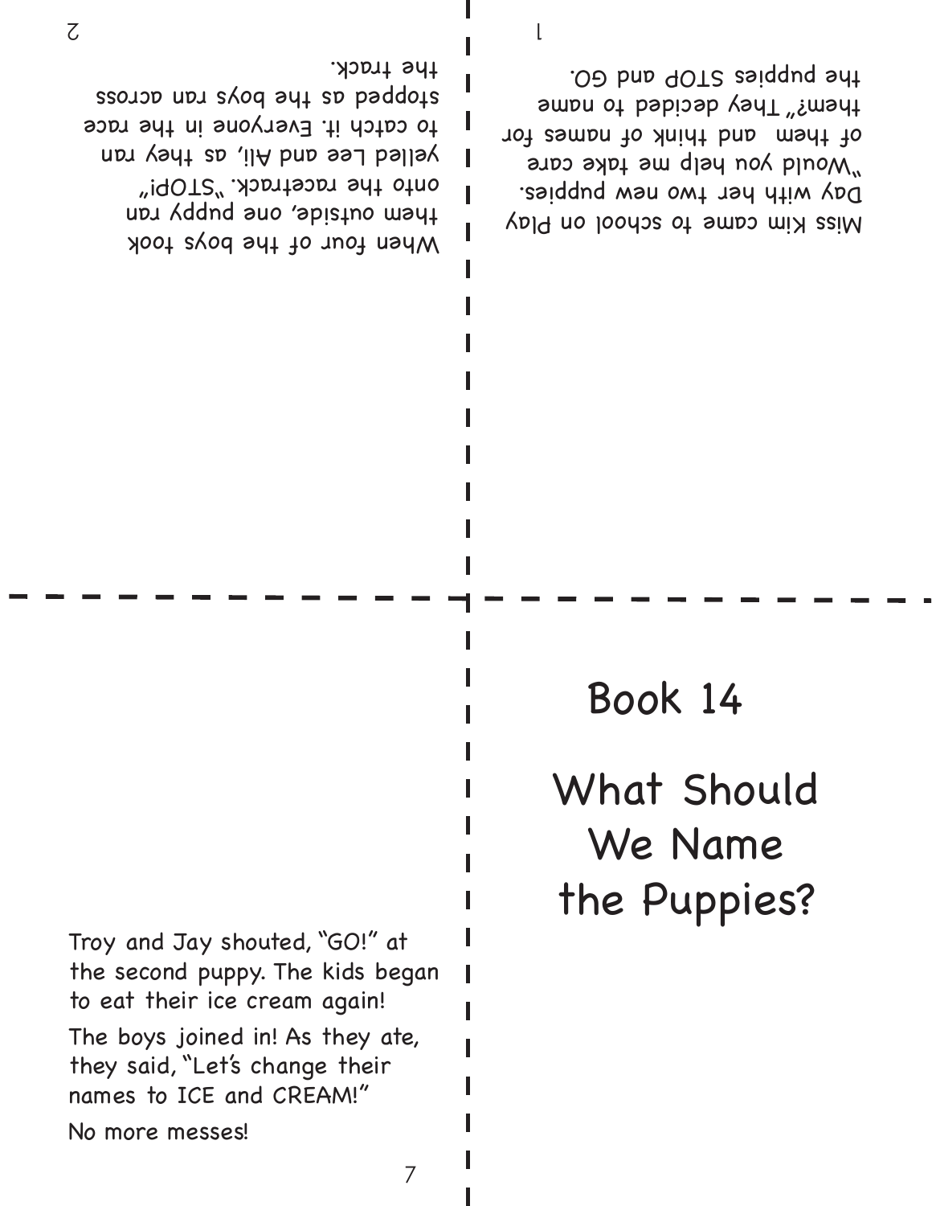Miss Kim came to school on Play Day with her two new puppies. "Would you help me take care of them and think of names for them?" They decided to name the puppies STOP and GO.

When four of the boys took them outside, one puppy ran onto the racetrack. "STOP!" yelled Lee and Ali, as they ran to catch it. Everyone in the race stopped as the boys ran across the track.

# Book 14

# What Should We Name the Puppies?

Troy and Jay shouted, "GO!" at the second puppy. The kids began to eat their ice cream again!

The boys joined in! As they ate, they said, "Let's change their names to ICE and CREAM!"

No more messes!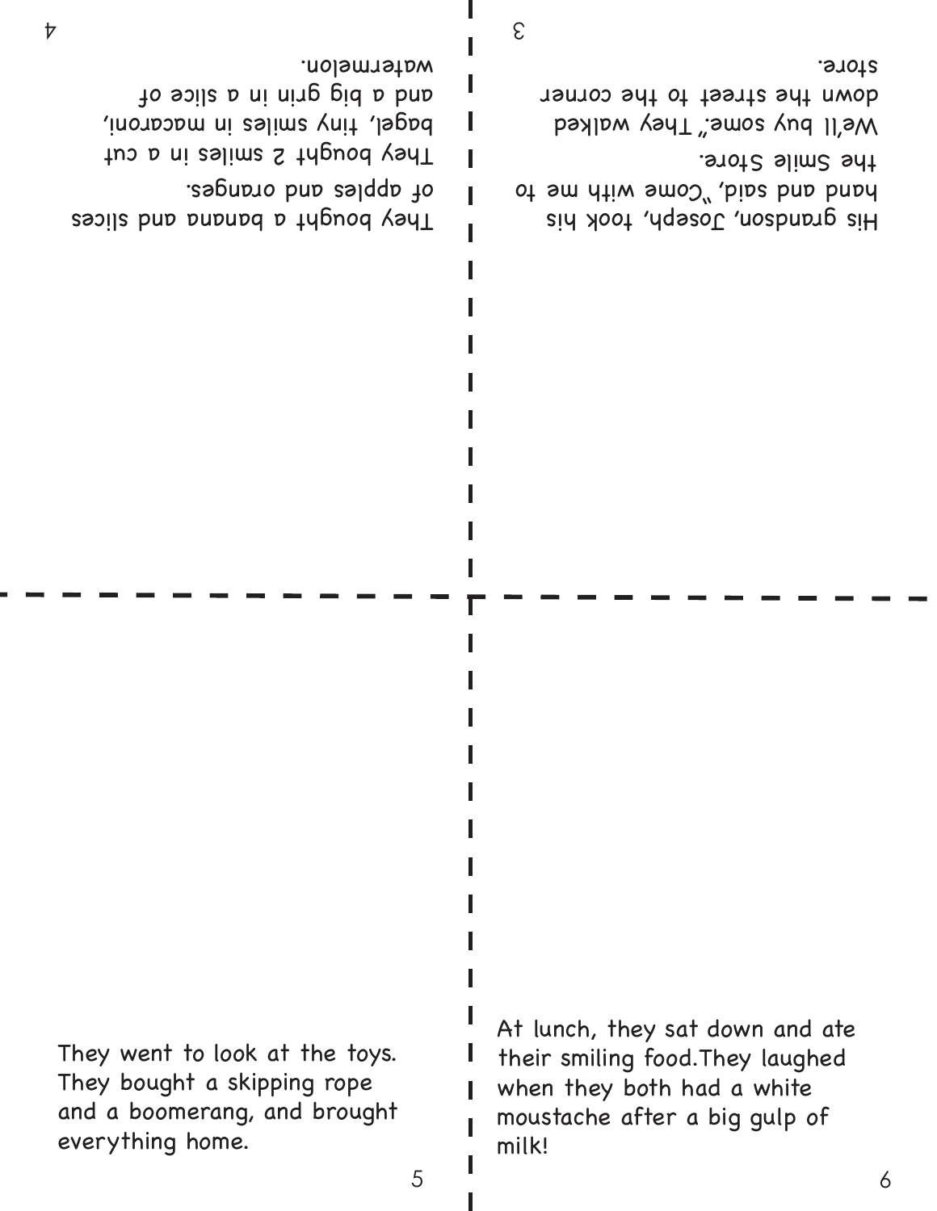His grandson, Joseph, took his hand and said, "Come with me to the Smile Store. We'll buy some." They walked down the street to the corner store.

They bought a banana and slices of apples and oranges. They bought 2 smiles in a cut bagel, tiny smiles in macaroni, and a big grin in a slice of watermelon.

They went to look at the toys. They bought a skipping rope and a boomerang, and brought everything home.

At lunch, they sat down and ate their smiling food. They laughed when they both had a white moustache after a big gulp of milk!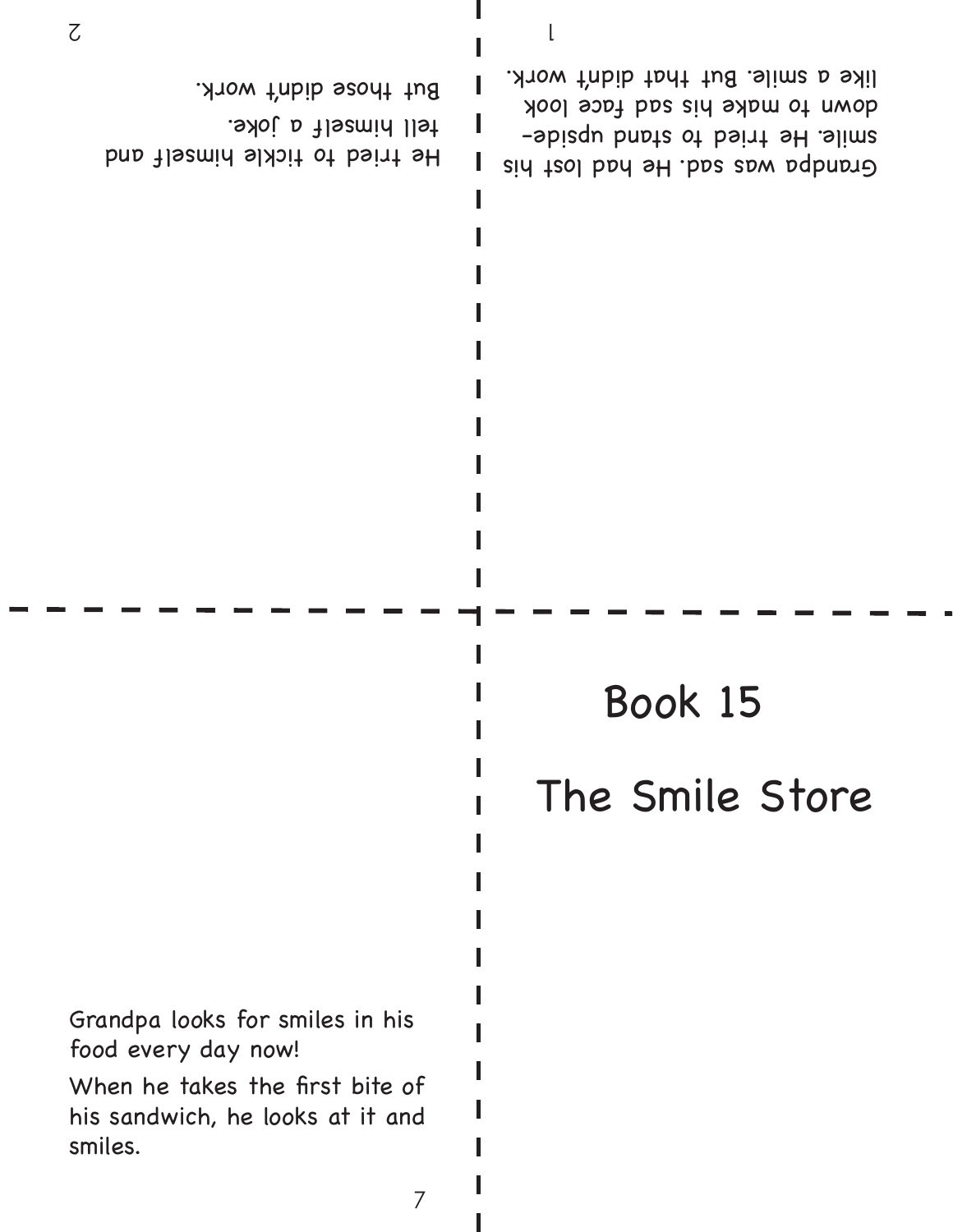# Book 15

# The Smile Store

Grandpa was sad. He had lost his smile. He tried to stand upside-down to make his sad face look like a smile. But that didn't work.

He tried to tickle himself and tell himself a joke. But those didn't work.

Grandpa looks for smiles in his food every day now!

When he takes the first bite of his sandwich, he looks at it and smiles.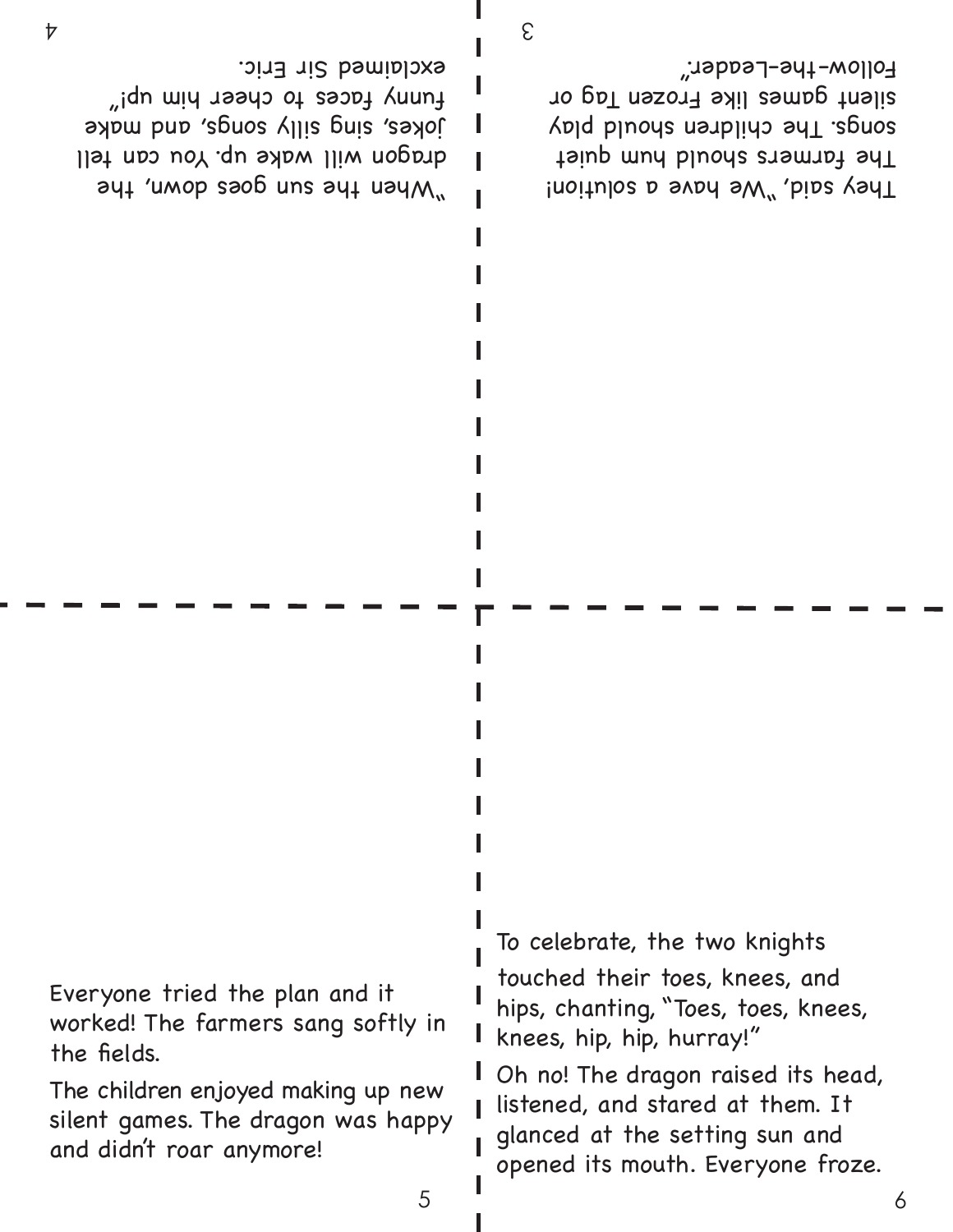They said, "We have a solution! The farmers should hum quiet songs. The children should play silent games like Frozen Tag or Follow-the-Leader."

"When the sun goes down, the dragon will wake up. You can tell jokes, sing silly songs, and make funny faces to cheer him up!" exclaimed Sir Eric.

Everyone tried the plan and it worked! The farmers sang softly in the fields.

The children enjoyed making up new silent games. The dragon was happy and didn't roar anymore!

To celebrate, the two knights touched their toes, knees, and hips, chanting, "Toes, toes, knees, knees, hip, hip, hurray!"

Oh no! The dragon raised its head, listened, and stared at them. It glanced at the setting sun and opened its mouth. Everyone froze.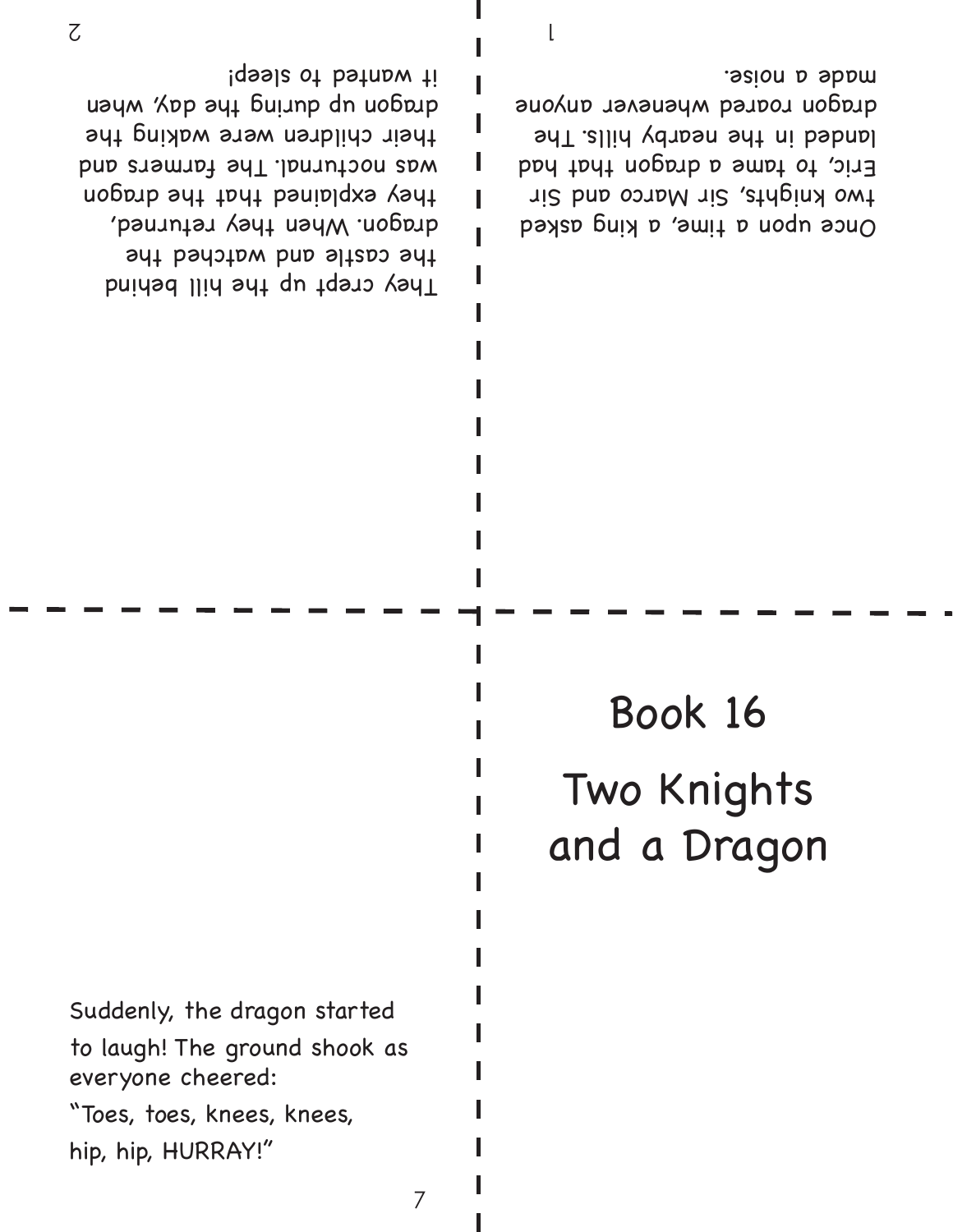# Book 16

# Two Knights and a Dragon

Once upon a time, a king asked two knights, Sir Marco and Sir Eric, to tame a dragon that had landed in the nearby hills. The dragon roared whenever anyone made a noise.

They crept up the hill behind the castle and watched the dragon. When they returned, they explained that the dragon was nocturnal. The farmers and their children were waking the dragon up during the day, when it wanted to sleep!

Suddenly, the dragon started to laugh! The ground shook as everyone cheered:

"Toes, toes, knees, knees, hip, hip, HURRAY!"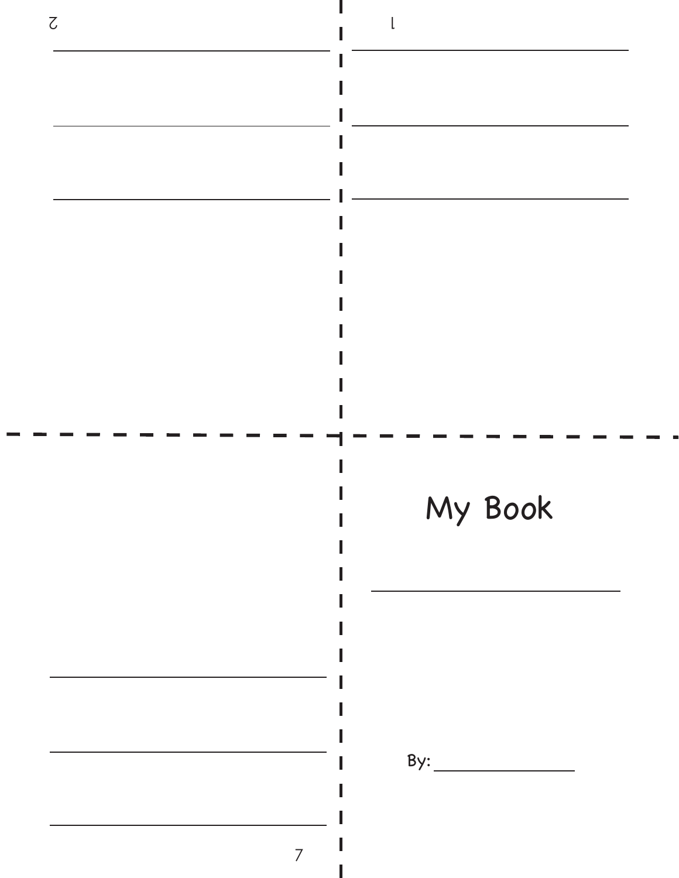# My Book

By: